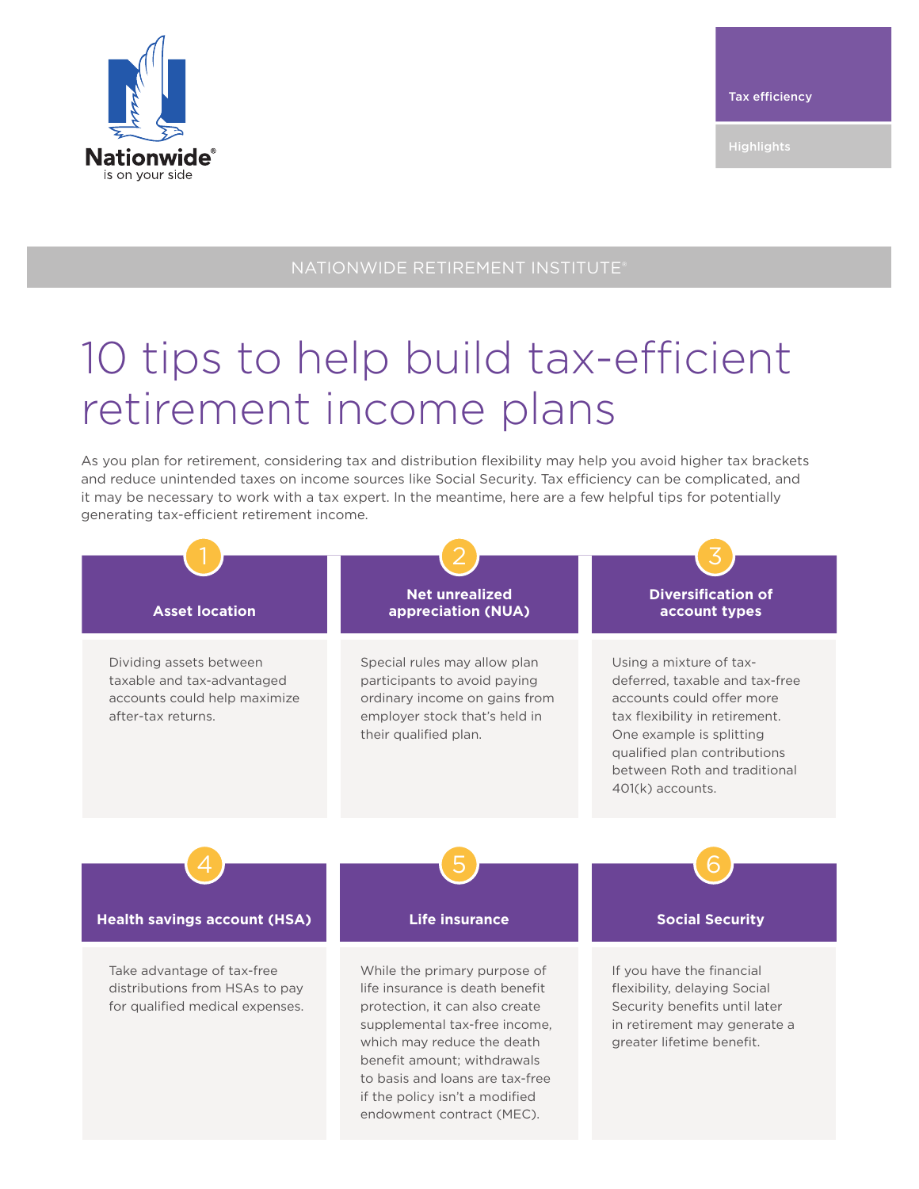Nationwide®
is on your side

Tax efficiency

Highlights

NATIONWIDE RETIREMENT INSTITUTE®

# 10 tips to help build tax-efficient retirement income plans

As you plan for retirement, considering tax and distribution flexibility may help you avoid higher tax brackets and reduce unintended taxes on income sources like Social Security. Tax efficiency can be complicated, and it may be necessary to work with a tax expert. In the meantime, here are a few helpful tips for potentially generating tax-efficient retirement income.

## 1 Asset location

Dividing assets between taxable and tax-advantaged accounts could help maximize after-tax returns.

## 2 Net unrealized appreciation (NUA)

Special rules may allow plan participants to avoid paying ordinary income on gains from employer stock that's held in their qualified plan.

## 3 Diversification of account types

Using a mixture of tax-deferred, taxable and tax-free accounts could offer more tax flexibility in retirement. One example is splitting qualified plan contributions between Roth and traditional 401(k) accounts.

## 4 Health savings account (HSA)

Take advantage of tax-free distributions from HSAs to pay for qualified medical expenses.

## 5 Life insurance

While the primary purpose of life insurance is death benefit protection, it can also create supplemental tax-free income, which may reduce the death benefit amount; withdrawals to basis and loans are tax-free if the policy isn't a modified endowment contract (MEC).

## 6 Social Security

If you have the financial flexibility, delaying Social Security benefits until later in retirement may generate a greater lifetime benefit.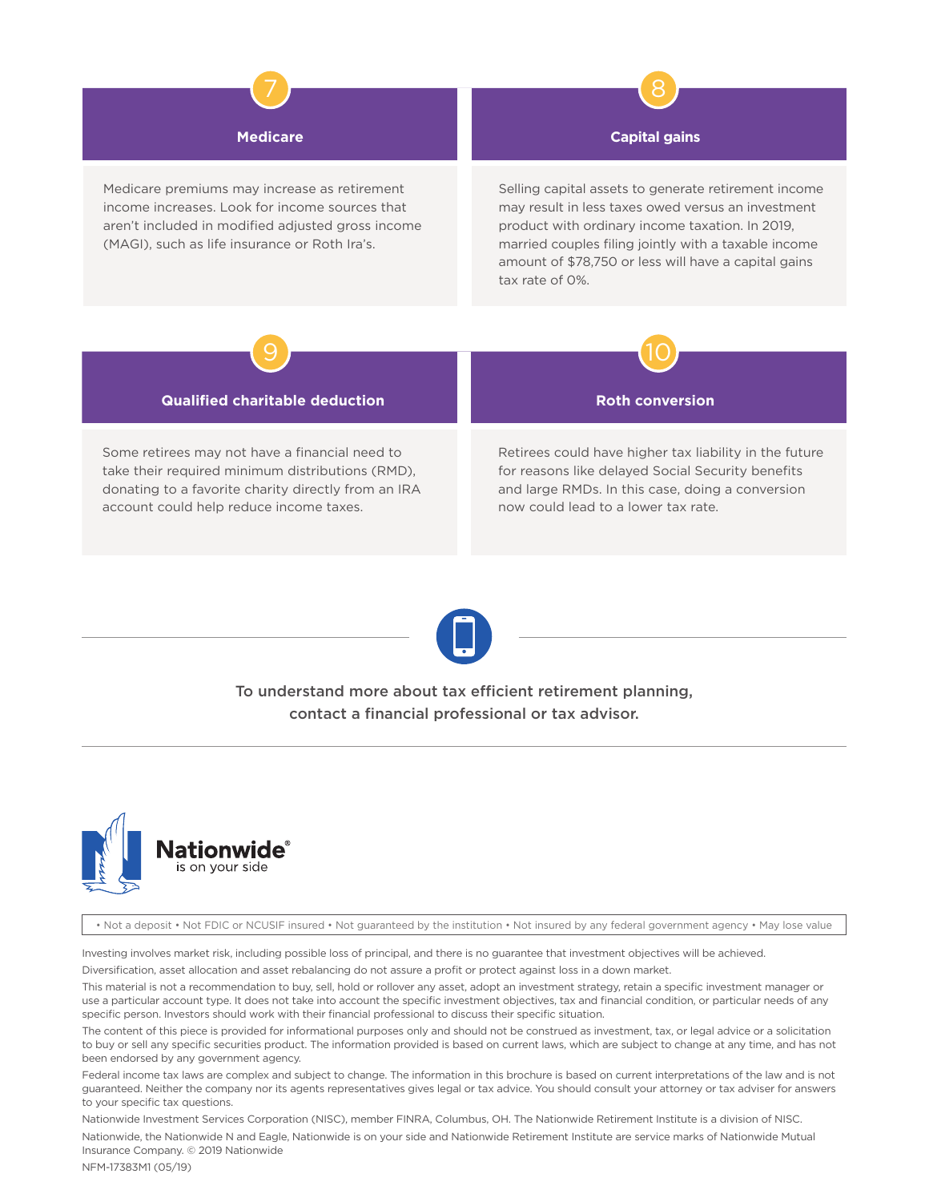## 7 Medicare

Medicare premiums may increase as retirement income increases. Look for income sources that aren't included in modified adjusted gross income (MAGI), such as life insurance or Roth Ira's.

## 8 Capital gains

Selling capital assets to generate retirement income may result in less taxes owed versus an investment product with ordinary income taxation. In 2019, married couples filing jointly with a taxable income amount of $78,750 or less will have a capital gains tax rate of 0%.

## 9 Qualified charitable deduction

Some retirees may not have a financial need to take their required minimum distributions (RMD), donating to a favorite charity directly from an IRA account could help reduce income taxes.

## 10 Roth conversion

Retirees could have higher tax liability in the future for reasons like delayed Social Security benefits and large RMDs. In this case, doing a conversion now could lead to a lower tax rate.

**To understand more about tax efficient retirement planning, contact a financial professional or tax advisor.**

Nationwide® is on your side

• Not a deposit • Not FDIC or NCUSIF insured • Not guaranteed by the institution • Not insured by any federal government agency • May lose value

Investing involves market risk, including possible loss of principal, and there is no guarantee that investment objectives will be achieved.

Diversification, asset allocation and asset rebalancing do not assure a profit or protect against loss in a down market.

This material is not a recommendation to buy, sell, hold or rollover any asset, adopt an investment strategy, retain a specific investment manager or use a particular account type. It does not take into account the specific investment objectives, tax and financial condition, or particular needs of any specific person. Investors should work with their financial professional to discuss their specific situation.

The content of this piece is provided for informational purposes only and should not be construed as investment, tax, or legal advice or a solicitation to buy or sell any specific securities product. The information provided is based on current laws, which are subject to change at any time, and has not been endorsed by any government agency.

Federal income tax laws are complex and subject to change. The information in this brochure is based on current interpretations of the law and is not guaranteed. Neither the company nor its agents representatives gives legal or tax advice. You should consult your attorney or tax adviser for answers to your specific tax questions.

Nationwide Investment Services Corporation (NISC), member FINRA, Columbus, OH. The Nationwide Retirement Institute is a division of NISC.

Nationwide, the Nationwide N and Eagle, Nationwide is on your side and Nationwide Retirement Institute are service marks of Nationwide Mutual Insurance Company. © 2019 Nationwide

NFM-17383M1 (05/19)